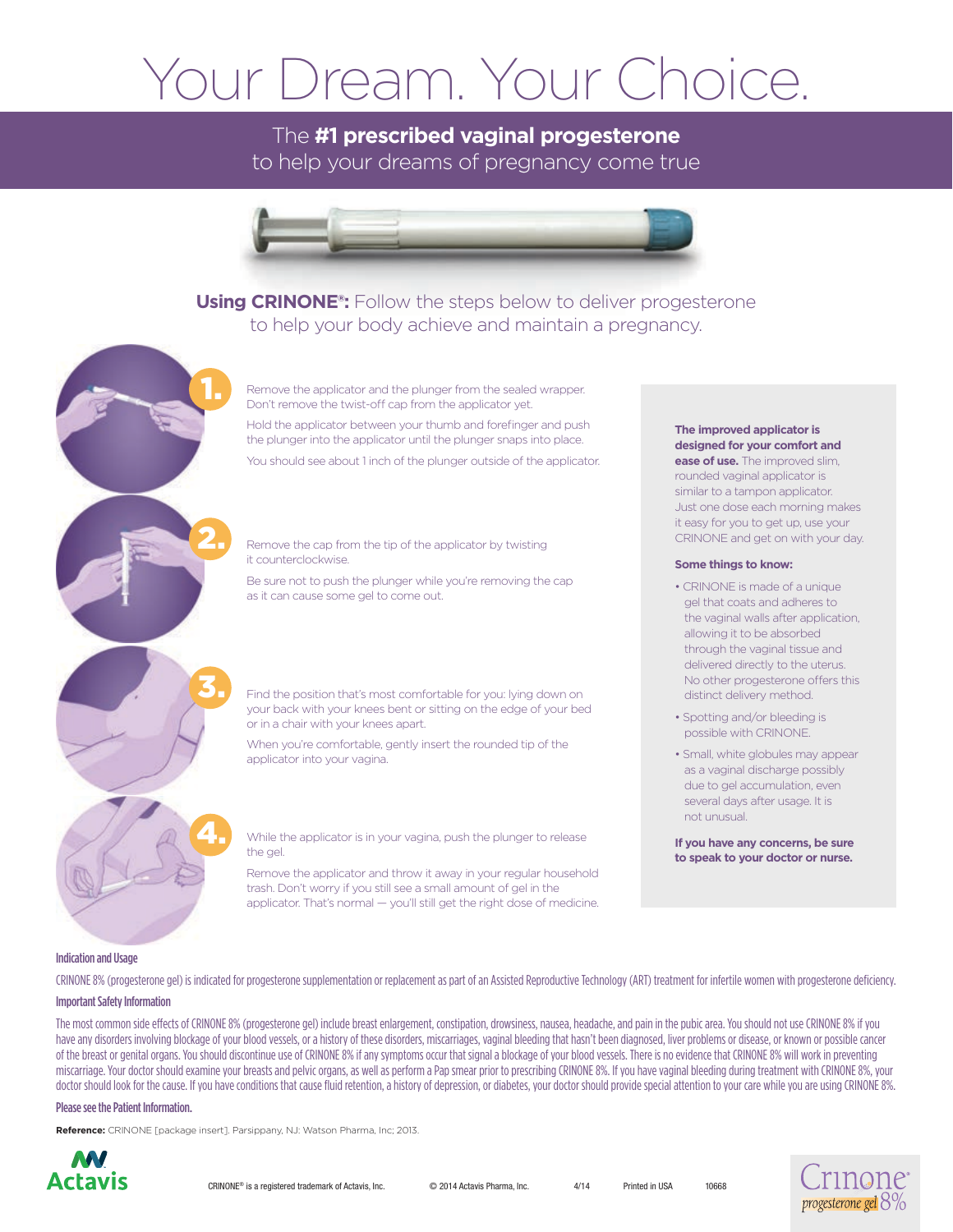# Your Dream. Your Choice.

The **#1 prescribed vaginal progesterone** to help your dreams of pregnancy come true

**Using CRINONE®:** Follow the steps below to deliver progesterone to help your body achieve and maintain a pregnancy.

**1.** Remove the applicator and the plunger from the sealed wrapper. Don't remove the twist-off cap from the applicator yet.

Hold the applicator between your thumb and forefinger and push the plunger into the applicator until the plunger snaps into place.

You should see about 1 inch of the plunger outside of the applicator.

**2.** Remove the cap from the tip of the applicator by twisting it counterclockwise.

Be sure not to push the plunger while you're removing the cap as it can cause some gel to come out.

**3.** Find the position that's most comfortable for you: lying down on your back with your knees bent or sitting on the edge of your bed or in a chair with your knees apart.

When you're comfortable, gently insert the rounded tip of the applicator into your vagina.

**4.** While the applicator is in your vagina, push the plunger to release the gel.

Remove the applicator and throw it away in your regular household trash. Don't worry if you still see a small amount of gel in the applicator. That's normal — you'll still get the right dose of medicine.

**The improved applicator is designed for your comfort and ease of use.** The improved slim, rounded vaginal applicator is similar to a tampon applicator. Just one dose each morning makes it easy for you to get up, use your CRINONE and get on with your day.

**Some things to know:**

- CRINONE is made of a unique gel that coats and adheres to the vaginal walls after application, allowing it to be absorbed through the vaginal tissue and delivered directly to the uterus. No other progesterone offers this distinct delivery method.
- Spotting and/or bleeding is possible with CRINONE.
- Small, white globules may appear as a vaginal discharge possibly due to gel accumulation, even several days after usage. It is not unusual.

**If you have any concerns, be sure to speak to your doctor or nurse.**

### Indication and Usage

CRINONE 8% (progesterone gel) is indicated for progesterone supplementation or replacement as part of an Assisted Reproductive Technology (ART) treatment for infertile women with progesterone deficiency.

### Important Safety Information

The most common side effects of CRINONE 8% (progesterone gel) include breast enlargement, constipation, drowsiness, nausea, headache, and pain in the pubic area. You should not use CRINONE 8% if you have any disorders involving blockage of your blood vessels, or a history of these disorders, miscarriages, vaginal bleeding that hasn't been diagnosed, liver problems or disease, or known or possible cancer of the breast or genital organs. You should discontinue use of CRINONE 8% if any symptoms occur that signal a blockage of your blood vessels. There is no evidence that CRINONE 8% will work in preventing miscarriage. Your doctor should examine your breasts and pelvic organs, as well as perform a Pap smear prior to prescribing CRINONE 8%. If you have vaginal bleeding during treatment with CRINONE 8%, your doctor should look for the cause. If you have conditions that cause fluid retention, a history of depression, or diabetes, your doctor should provide special attention to your care while you are using CRINONE 8%.

Please see the Patient Information.

**Reference:** CRINONE [package insert]. Parsippany, NJ: Watson Pharma, Inc; 2013.

Actavis

CRINONE® is a registered trademark of Actavis, Inc. © 2014 Actavis Pharma, Inc. 4/14 Printed in USA 10668

Crinone® progesterone gel 8%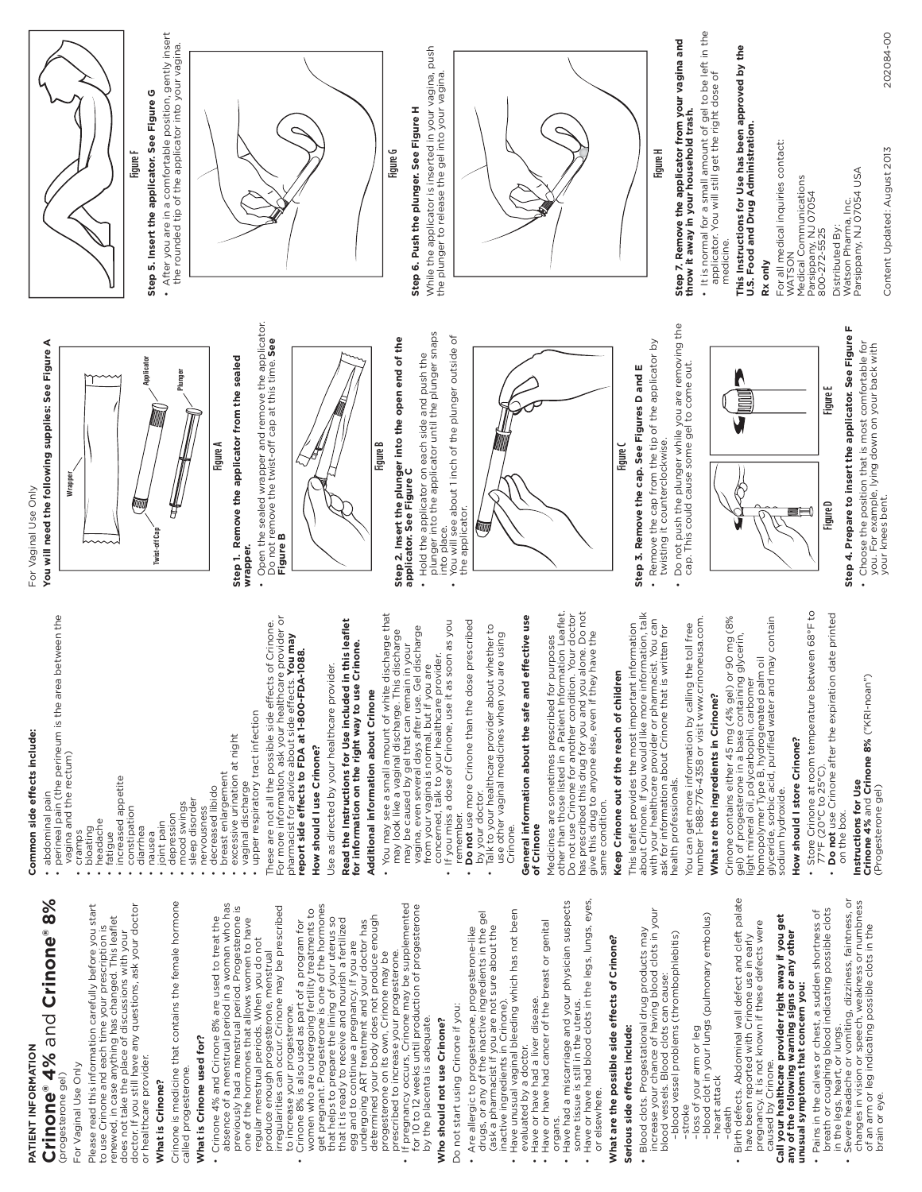# PATIENT INFORMATION

# Crinone® 4% and Crinone® 8%

(progesterone gel)

For Vaginal Use Only

Please read this information carefully before you start to use Crinone and each time your prescription is renewed, in case anything has changed. This leaflet does not take the place of discussions with your doctor. If you still have any questions, ask your doctor or healthcare provider.

**What is Crinone?**

Crinone is medicine that contains the female hormone called progesterone.

**What is Crinone used for?**

- Crinone 4% and Crinone 8% are used to treat the absence of a menstrual period in a woman who has previously had a menstrual period. Progesterone is one of the hormones that allows women to have regular menstrual periods. When you do not produce enough progesterone, menstrual irregularities can occur. Crinone may be prescribed to increase your progesterone.
- Crinone 8% is also used as part of a program for women who are undergoing fertility treatments to get pregnant. Progesterone is one of the hormones that helps to prepare the lining of your uterus so that it is ready to receive and nourish a fertilized egg and to continue a pregnancy. If you are undergoing ART treatment and your doctor has determined that your body does not produce enough progesterone on its own, Crinone may be prescribed to increase your progesterone.
- If pregnancy occurs, Crinone may be supplemented for 10 to 12 weeks until production of progesterone by the placenta is adequate.

**Who should not use Crinone?**

Do not start using Crinone if you:

- Are allergic to progesterone, progesterone-like drugs, or any of the inactive ingredients in the gel (ask a pharmacist if you are not sure about the inactive ingredients in Crinone).
- Have unusual vaginal bleeding which has not been evaluated by a doctor.
- Have or have had a liver disease.
- Have or have had cancer of the breast or genital organs.
- Have had a miscarriage and your physician suspects some tissue is still in the uterus.
- Have or have had blood clots in the legs, lungs, eyes, or elsewhere.

**What are the possible side effects of Crinone?**

**Serious side effects include:**

- Blood clots. Progestational drug products may increase your chance of having blood clots in your blood vessels. Blood clots can cause:
  - -blood vessel problems (thrombophlebitis)
  - -stroke
  - -loss of your arm or leg
  - -blood clot in your lungs (pulmonary embolus)
  - -heart attack
  - -death
- Birth defects. Abdominal wall defect and cleft palate have been reported with Crinone use in early pregnancy. It is not known if these defects were caused by Crinone.

**Call your healthcare provider right away if you get any of the following warning signs or any other unusual symptoms that concern you:**

- Pains in the calves or chest, a sudden shortness of breath or coughing blood indicating possible clots in the legs, heart, or lungs.
- Severe headache or vomiting, dizziness, faintness, or changes in vision or speech, weakness or numbness of an arm or leg indicating possible clots in the brain or eye.

**Common side effects include:**

- abdominal pain
- perineal pain (the perineum is the area between the vagina and the rectum)
- cramps
- bloating
- headache
- fatigue
- increased appetite
- constipation
- diarrhea
- nausea
- joint pain
- depression
- mood swings
- sleep disorder
- nervousness
- decreased libido
- breast enlargement
- excessive urination at night
- vaginal discharge
- upper respiratory tract infection

These are not all the possible side effects of Crinone. For more information, ask your healthcare provider or pharmacist for advice about side effects. **You may report side effects to FDA at 1-800-FDA-1088.**

**How should I use Crinone?**

Use as directed by your healthcare provider.

**Read the Instructions for Use included in this leaflet for information on the right way to use Crinone.**

**Additional information about Crinone**

- You may see a small amount of white discharge that may look like a vaginal discharge. This discharge may be caused by gel that can remain in your vagina, even several days after use. Gel discharge from your vagina is normal, but if you are concerned, talk to your healthcare provider.
- If you miss a dose of Crinone, use it as soon as you remember.
- **Do not** use more Crinone than the dose prescribed by your doctor.
- Talk to your healthcare provider about whether to use other vaginal medicines when you are using Crinone.

**General information about the safe and effective use of Crinone**

Medicines are sometimes prescribed for purposes other than those listed in a Patient Information Leaflet. Do not use Crinone for another condition. Your doctor has prescribed this drug for you and you alone. Do not give this drug to anyone else, even if they have the same condition.

**Keep Crinone out of the reach of children**

This leaflet provides the most important information about Crinone. If you would like more information, talk with your healthcare provider or pharmacist. You can ask for information about Crinone that is written for health professionals.

You can get more information by calling the toll free number 1-888-776-4358 or visit www.crinoneusa.com.

**What are the ingredients in Crinone?**

Crinone contains either 45 mg (4% gel) or 90 mg (8% gel) of progesterone in a base containing glycerin, light mineral oil, polycarbophil, carbomer homopolymer Type B, hydrogenated palm oil glyceride, sorbic acid, purified water and may contain sodium hydroxide.

**How should I store Crinone?**

- Store Crinone at room temperature between 68°F to 77°F (20°C to 25°C).
- **Do not** use Crinone after the expiration date printed on the box.

**Instructions for Use**

**Crinone 4%** and **Crinone 8%** ("KRI-noan")

(Progesterone gel)

For Vaginal Use Only

**You will need the following supplies: See Figure A**

Wrapper

Twist-off Cap

Applicator

Plunger

Figure A

**Step 1. Remove the applicator from the sealed wrapper.**

- Open the sealed wrapper and remove the applicator. Do not remove the twist-off cap at this time. **See Figure B**

Figure B

**Step 2. Insert the plunger into the open end of the applicator. See Figure C**

- Hold the applicator on each side and push the plunger into the applicator until the plunger snaps into place.
- You will see about 1 inch of the plunger outside of the applicator.

Figure C

**Step 3. Remove the cap. See Figures D and E**

- Remove the cap from the tip of the applicator by twisting it counterclockwise.
- Do not push the plunger while you are removing the cap. This could cause some gel to come out.

Figure D

Figure E

**Step 4. Prepare to insert the applicator. See Figure F**

- Choose the position that is most comfortable for you. For example, lying down on your back with your knees bent.

Figure F

**Step 5. Insert the applicator. See Figure G**

- After you are in a comfortable position, gently insert the rounded tip of the applicator into your vagina.

Figure G

**Step 6. Push the plunger. See Figure H**

While the applicator is inserted in your vagina, push the plunger to release the gel into your vagina.

Figure H

**Step 7. Remove the applicator from your vagina and throw it away in your household trash.**

- It is normal for a small amount of gel to be left in the applicator. You will still get the right dose of medicine.

**This Instructions for Use has been approved by the U.S. Food and Drug Administration.**

**Rx only**

For all medical inquiries contact:
WATSON
Medical Communications
Parsippany, NJ 07054
800-272-5525

Distributed By:
Watson Pharma, Inc.
Parsippany, NJ 07054 USA

Content Updated: August 2013

202084-00